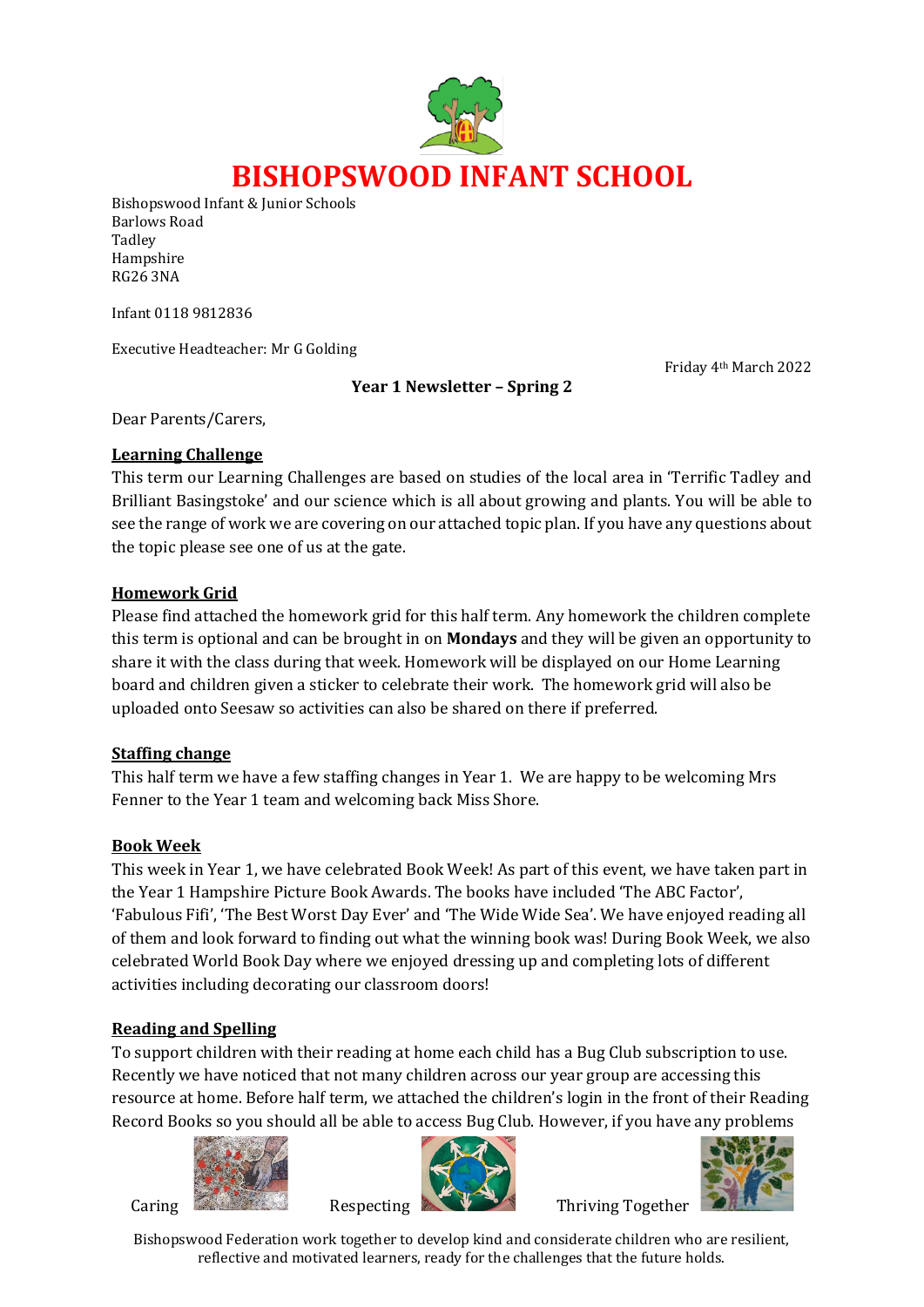# BISHOPSWOOD INFANT SCHOOL

Bishopswood Infant & Junior Schools
Barlows Road
Tadley
Hampshire
RG26 3NA

Infant 0118 9812836

Executive Headteacher: Mr G Golding

Friday 4th March 2022

**Year 1 Newsletter – Spring 2**

Dear Parents/Carers,

## Learning Challenge

This term our Learning Challenges are based on studies of the local area in 'Terrific Tadley and Brilliant Basingstoke' and our science which is all about growing and plants. You will be able to see the range of work we are covering on our attached topic plan. If you have any questions about the topic please see one of us at the gate.

## Homework Grid

Please find attached the homework grid for this half term. Any homework the children complete this term is optional and can be brought in on **Mondays** and they will be given an opportunity to share it with the class during that week. Homework will be displayed on our Home Learning board and children given a sticker to celebrate their work. The homework grid will also be uploaded onto Seesaw so activities can also be shared on there if preferred.

## Staffing change

This half term we have a few staffing changes in Year 1. We are happy to be welcoming Mrs Fenner to the Year 1 team and welcoming back Miss Shore.

## Book Week

This week in Year 1, we have celebrated Book Week! As part of this event, we have taken part in the Year 1 Hampshire Picture Book Awards. The books have included 'The ABC Factor', 'Fabulous Fifi', 'The Best Worst Day Ever' and 'The Wide Wide Sea'. We have enjoyed reading all of them and look forward to finding out what the winning book was! During Book Week, we also celebrated World Book Day where we enjoyed dressing up and completing lots of different activities including decorating our classroom doors!

## Reading and Spelling

To support children with their reading at home each child has a Bug Club subscription to use. Recently we have noticed that not many children across our year group are accessing this resource at home. Before half term, we attached the children's login in the front of their Reading Record Books so you should all be able to access Bug Club. However, if you have any problems

Caring Respecting Thriving Together

Bishopswood Federation work together to develop kind and considerate children who are resilient, reflective and motivated learners, ready for the challenges that the future holds.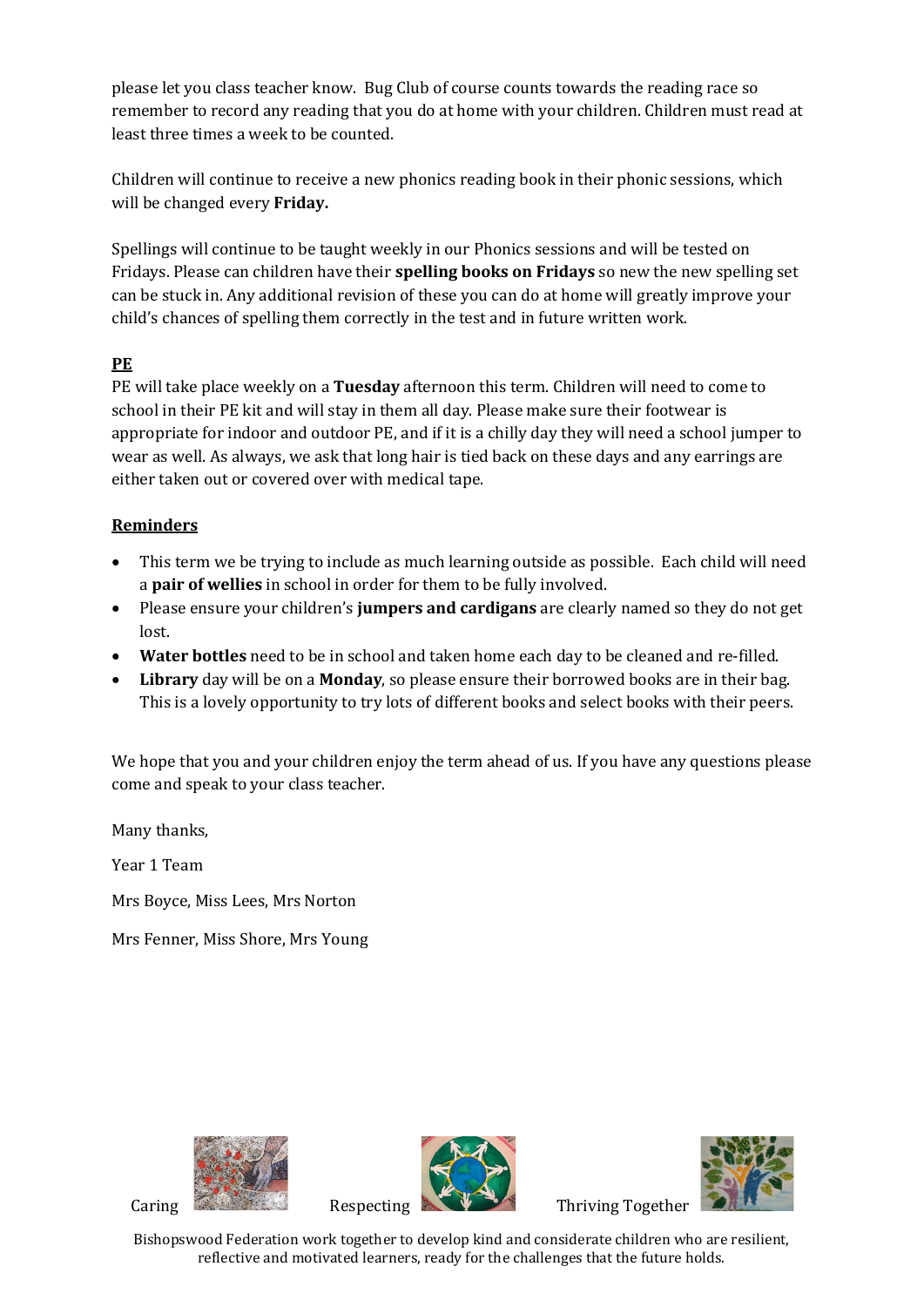please let you class teacher know. Bug Club of course counts towards the reading race so remember to record any reading that you do at home with your children. Children must read at least three times a week to be counted.

Children will continue to receive a new phonics reading book in their phonic sessions, which will be changed every **Friday.**

Spellings will continue to be taught weekly in our Phonics sessions and will be tested on Fridays. Please can children have their **spelling books on Fridays** so new the new spelling set can be stuck in. Any additional revision of these you can do at home will greatly improve your child's chances of spelling them correctly in the test and in future written work.

**PE**

PE will take place weekly on a **Tuesday** afternoon this term. Children will need to come to school in their PE kit and will stay in them all day. Please make sure their footwear is appropriate for indoor and outdoor PE, and if it is a chilly day they will need a school jumper to wear as well. As always, we ask that long hair is tied back on these days and any earrings are either taken out or covered over with medical tape.

**Reminders**

- This term we be trying to include as much learning outside as possible. Each child will need a **pair of wellies** in school in order for them to be fully involved.
- Please ensure your children's **jumpers and cardigans** are clearly named so they do not get lost.
- **Water bottles** need to be in school and taken home each day to be cleaned and re-filled.
- **Library** day will be on a **Monday**, so please ensure their borrowed books are in their bag. This is a lovely opportunity to try lots of different books and select books with their peers.

We hope that you and your children enjoy the term ahead of us. If you have any questions please come and speak to your class teacher.

Many thanks,

Year 1 Team

Mrs Boyce, Miss Lees, Mrs Norton

Mrs Fenner, Miss Shore, Mrs Young

Caring Respecting Thriving Together

Bishopswood Federation work together to develop kind and considerate children who are resilient, reflective and motivated learners, ready for the challenges that the future holds.